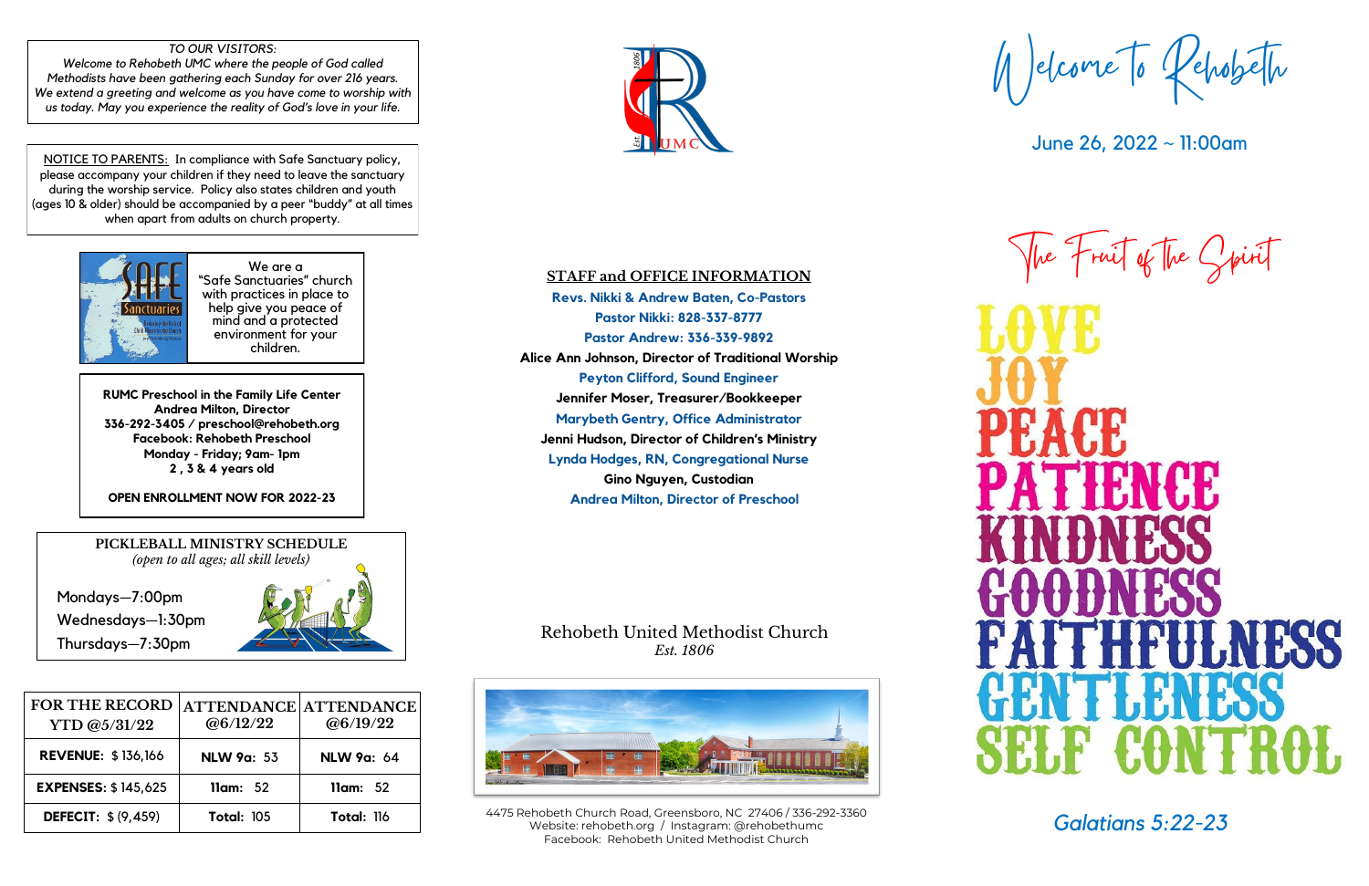*TO OUR VISITORS:*
*Welcome to Rehobeth UMC where the people of God called Methodists have been gathering each Sunday for over 216 years. We extend a greeting and welcome as you have come to worship with us today. May you experience the reality of God's love in your life.*

NOTICE TO PARENTS: In compliance with Safe Sanctuary policy, please accompany your children if they need to leave the sanctuary during the worship service. Policy also states children and youth (ages 10 & older) should be accompanied by a peer "buddy" at all times when apart from adults on church property.

We are a "Safe Sanctuaries" church with practices in place to help give you peace of mind and a protected environment for your children.

**RUMC Preschool in the Family Life Center**
**Andrea Milton, Director**
**336-292-3405 / preschool@rehobeth.org**
**Facebook: Rehobeth Preschool**
**Monday - Friday; 9am- 1pm**
**2 , 3 & 4 years old**

**OPEN ENROLLMENT NOW FOR 2022-23**

**PICKLEBALL MINISTRY SCHEDULE**
*(open to all ages; all skill levels)*

Mondays—7:00pm
Wednesdays—1:30pm
Thursdays—7:30pm

| FOR THE RECORD YTD @5/31/22 | ATTENDANCE @6/12/22 | ATTENDANCE @6/19/22 |
|---|---|---|
| **REVENUE:** $ 136,166 | **NLW 9a:** 53 | **NLW 9a:** 64 |
| **EXPENSES:** $ 145,625 | **11am:** 52 | **11am:** 52 |
| **DEFECIT:** $ (9,459) | **Total:** 105 | **Total:** 116 |

**STAFF and OFFICE INFORMATION**

**Revs. Nikki & Andrew Baten, Co-Pastors**
**Pastor Nikki: 828-337-8777**
**Pastor Andrew: 336-339-9892**
**Alice Ann Johnson, Director of Traditional Worship**
**Peyton Clifford, Sound Engineer**
**Jennifer Moser, Treasurer/Bookkeeper**
**Marybeth Gentry, Office Administrator**
**Jenni Hudson, Director of Children's Ministry**
**Lynda Hodges, RN, Congregational Nurse**
**Gino Nguyen, Custodian**
**Andrea Milton, Director of Preschool**

Rehobeth United Methodist Church
*Est. 1806*

4475 Rehobeth Church Road, Greensboro, NC 27406 / 336-292-3360
Website: rehobeth.org / Instagram: @rehobethumc
Facebook: Rehobeth United Methodist Church

# Welcome to Rehobeth

June 26, 2022 ~ 11:00am

## The Fruit of the Spirit

LOVE
JOY
PEACE
PATIENCE
KINDNESS
GOODNESS
FAITHFULNESS
GENTLENESS
SELF CONTROL

*Galatians 5:22-23*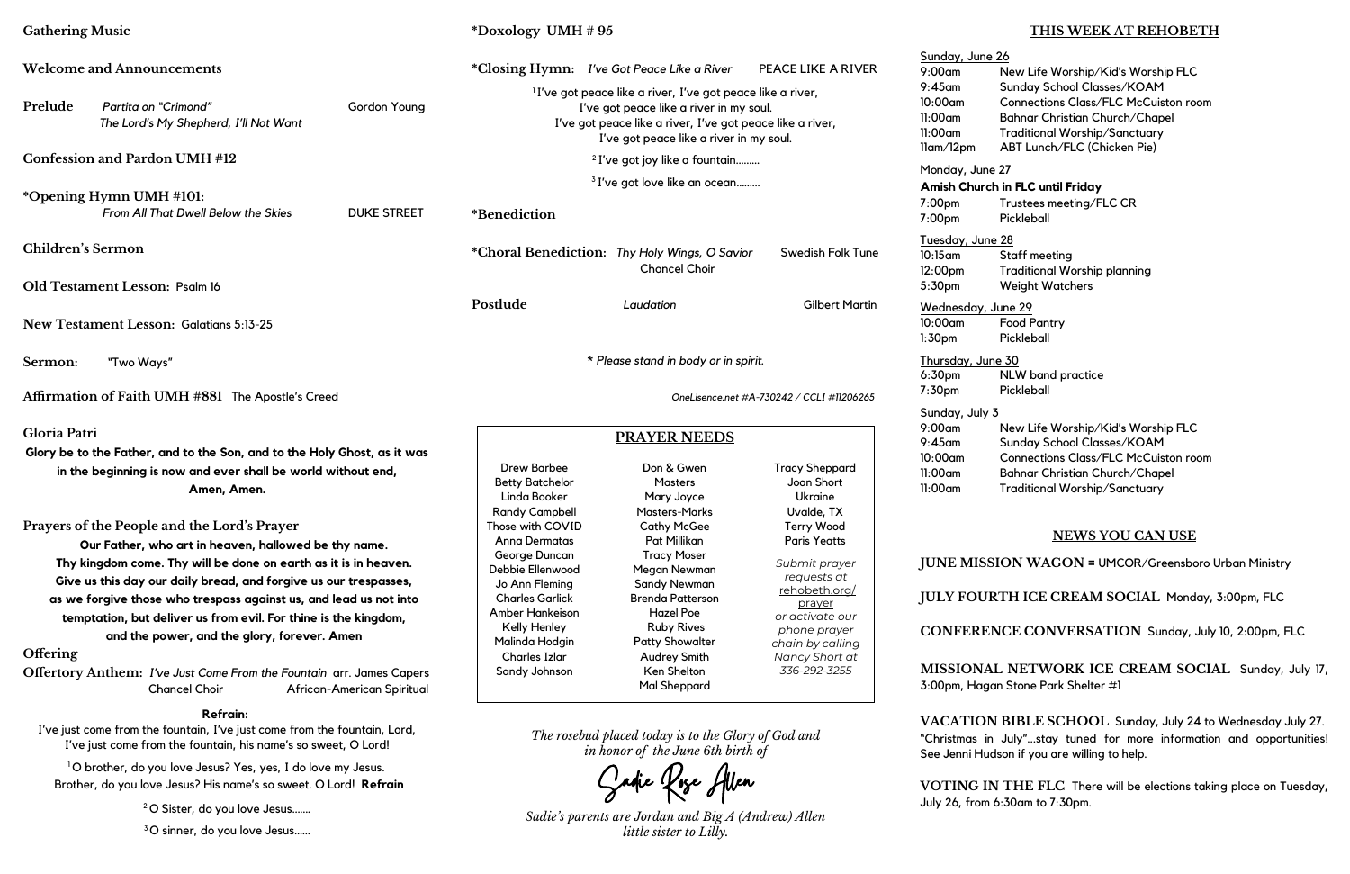**Gathering Music**

**Welcome and Announcements**

**Prelude** *Partita on "Crimond"* Gordon Young
*The Lord's My Shepherd, I'll Not Want*

**Confession and Pardon UMH #12**

**\*Opening Hymn UMH #101:**
*From All That Dwell Below the Skies* DUKE STREET

**Children's Sermon**

**Old Testament Lesson:** Psalm 16

**New Testament Lesson:** Galatians 5:13-25

**Sermon:** "Two Ways"

**Affirmation of Faith UMH #881** The Apostle's Creed

**Gloria Patri**

**Glory be to the Father, and to the Son, and to the Holy Ghost, as it was in the beginning is now and ever shall be world without end, Amen, Amen.**

**Prayers of the People and the Lord's Prayer**

**Our Father, who art in heaven, hallowed be thy name. Thy kingdom come. Thy will be done on earth as it is in heaven. Give us this day our daily bread, and forgive us our trespasses, as we forgive those who trespass against us, and lead us not into temptation, but deliver us from evil. For thine is the kingdom, and the power, and the glory, forever. Amen**

**Offering**

**Offertory Anthem:** *I've Just Come From the Fountain* arr. James Capers
Chancel Choir African-American Spiritual

**Refrain:**
I've just come from the fountain, I've just come from the fountain, Lord,
I've just come from the fountain, his name's so sweet, O Lord!

[1] O brother, do you love Jesus? Yes, yes, I do love my Jesus.
Brother, do you love Jesus? His name's so sweet. O Lord! **Refrain**

[2] O Sister, do you love Jesus.......

[3] O sinner, do you love Jesus......

**\*Doxology UMH # 95**

**\*Closing Hymn:** *I've Got Peace Like a River* PEACE LIKE A RIVER

[1] I've got peace like a river, I've got peace like a river,
I've got peace like a river in my soul.
I've got peace like a river, I've got peace like a river,
I've got peace like a river in my soul.

[2] I've got joy like a fountain.........

[3] I've got love like an ocean.........

**\*Benediction**

**\*Choral Benediction:** *Thy Holy Wings, O Savior* Swedish Folk Tune
Chancel Choir

**Postlude** *Laudation* Gilbert Martin

*\* Please stand in body or in spirit.*

*OneLisence.net #A-730242 / CCLI #11206265*

## PRAYER NEEDS

| | | |
|---|---|---|
| Drew Barbee | Don & Gwen Masters | Tracy Sheppard |
| Betty Batchelor | Mary Joyce | Joan Short |
| Linda Booker | Masters-Marks | Ukraine |
| Randy Campbell | Cathy McGee | Uvalde, TX |
| Those with COVID | Pat Millikan | Terry Wood |
| Anna Dermatas | Tracy Moser | Paris Yeatts |
| George Duncan | Megan Newman | |
| Debbie Ellenwood | Sandy Newman | |
| Jo Ann Fleming | Brenda Patterson | |
| Charles Garlick | Hazel Poe | |
| Amber Hankeison | Ruby Rives | |
| Kelly Henley | Patty Showalter | |
| Malinda Hodgin | Audrey Smith | |
| Charles Izlar | Ken Shelton | |
| Sandy Johnson | Mal Sheppard | |

*Submit prayer requests at* rehobeth.org/prayer *or activate our phone prayer chain by calling Nancy Short at 336-292-3255*

*The rosebud placed today is to the Glory of God and in honor of the June 6th birth of*

Sadie Rose Allen

*Sadie's parents are Jordan and Big A (Andrew) Allen little sister to Lilly.*

## THIS WEEK AT REHOBETH

Sunday, June 26
9:00am New Life Worship/Kid's Worship FLC
9:45am Sunday School Classes/KOAM
10:00am Connections Class/FLC McCuiston room
11:00am Bahnar Christian Church/Chapel
11:00am Traditional Worship/Sanctuary
11am/12pm ABT Lunch/FLC (Chicken Pie)

Monday, June 27
**Amish Church in FLC until Friday**
7:00pm Trustees meeting/FLC CR
7:00pm Pickleball

Tuesday, June 28
10:15am Staff meeting
12:00pm Traditional Worship planning
5:30pm Weight Watchers

Wednesday, June 29
10:00am Food Pantry
1:30pm Pickleball

Thursday, June 30
6:30pm NLW band practice
7:30pm Pickleball

Sunday, July 3
9:00am New Life Worship/Kid's Worship FLC
9:45am Sunday School Classes/KOAM
10:00am Connections Class/FLC McCuiston room
11:00am Bahnar Christian Church/Chapel
11:00am Traditional Worship/Sanctuary

## NEWS YOU CAN USE

**JUNE MISSION WAGON =** UMCOR/Greensboro Urban Ministry

**JULY FOURTH ICE CREAM SOCIAL** Monday, 3:00pm, FLC

**CONFERENCE CONVERSATION** Sunday, July 10, 2:00pm, FLC

**MISSIONAL NETWORK ICE CREAM SOCIAL** Sunday, July 17, 3:00pm, Hagan Stone Park Shelter #1

**VACATION BIBLE SCHOOL** Sunday, July 24 to Wednesday July 27. "Christmas in July"...stay tuned for more information and opportunities! See Jenni Hudson if you are willing to help.

**VOTING IN THE FLC** There will be elections taking place on Tuesday, July 26, from 6:30am to 7:30pm.